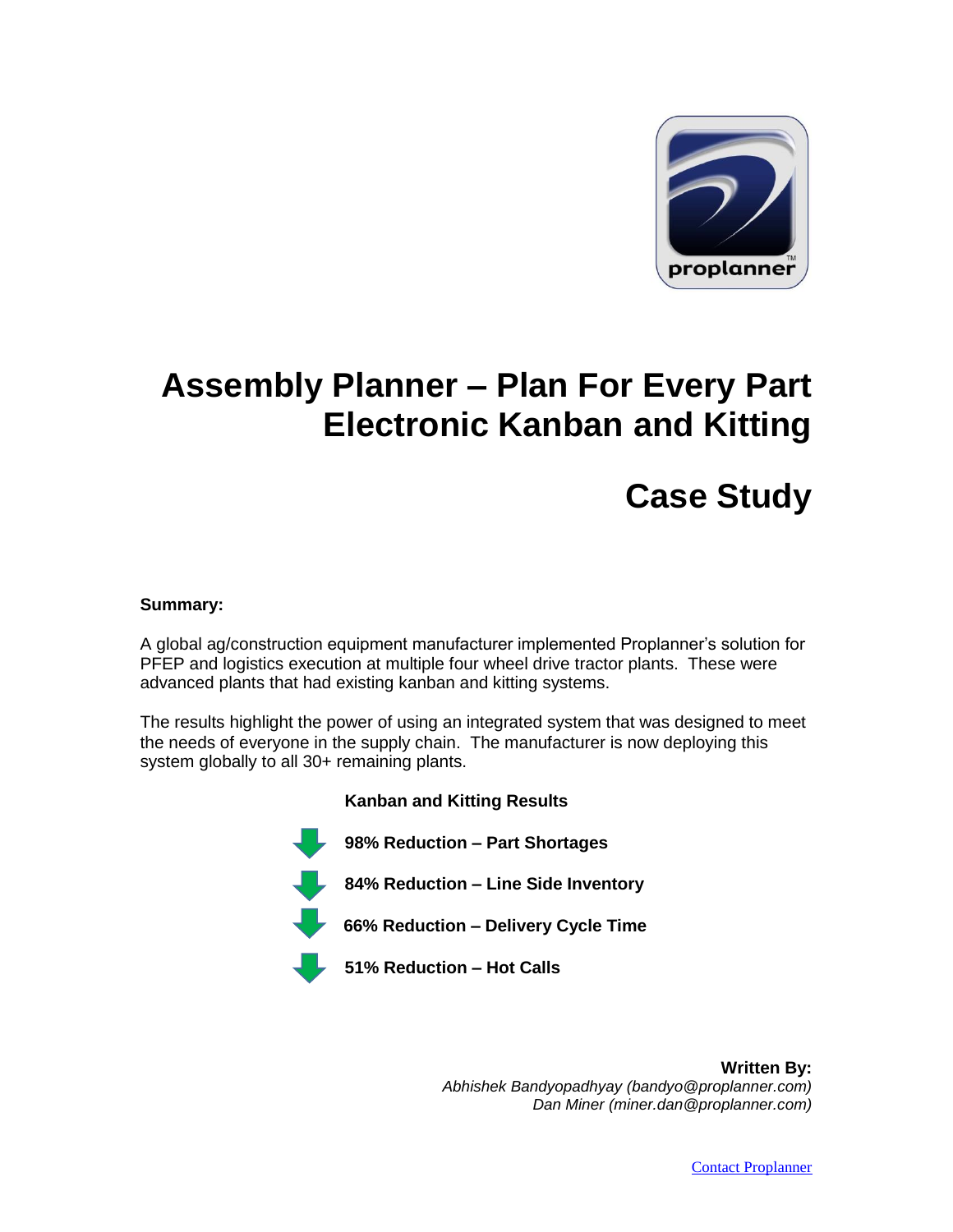# Assembly Planner – Plan For Every Part Electronic Kanban and Kitting

# Case Study

**Summary:**

A global ag/construction equipment manufacturer implemented Proplanner's solution for PFEP and logistics execution at multiple four wheel drive tractor plants. These were advanced plants that had existing kanban and kitting systems.

The results highlight the power of using an integrated system that was designed to meet the needs of everyone in the supply chain. The manufacturer is now deploying this system globally to all 30+ remaining plants.

**Kanban and Kitting Results**

- **98% Reduction – Part Shortages**
- **84% Reduction – Line Side Inventory**
- **66% Reduction – Delivery Cycle Time**
- **51% Reduction – Hot Calls**

**Written By:**
*Abhishek Bandyopadhyay (bandyo@proplanner.com)*
*Dan Miner (miner.dan@proplanner.com)*

Contact Proplanner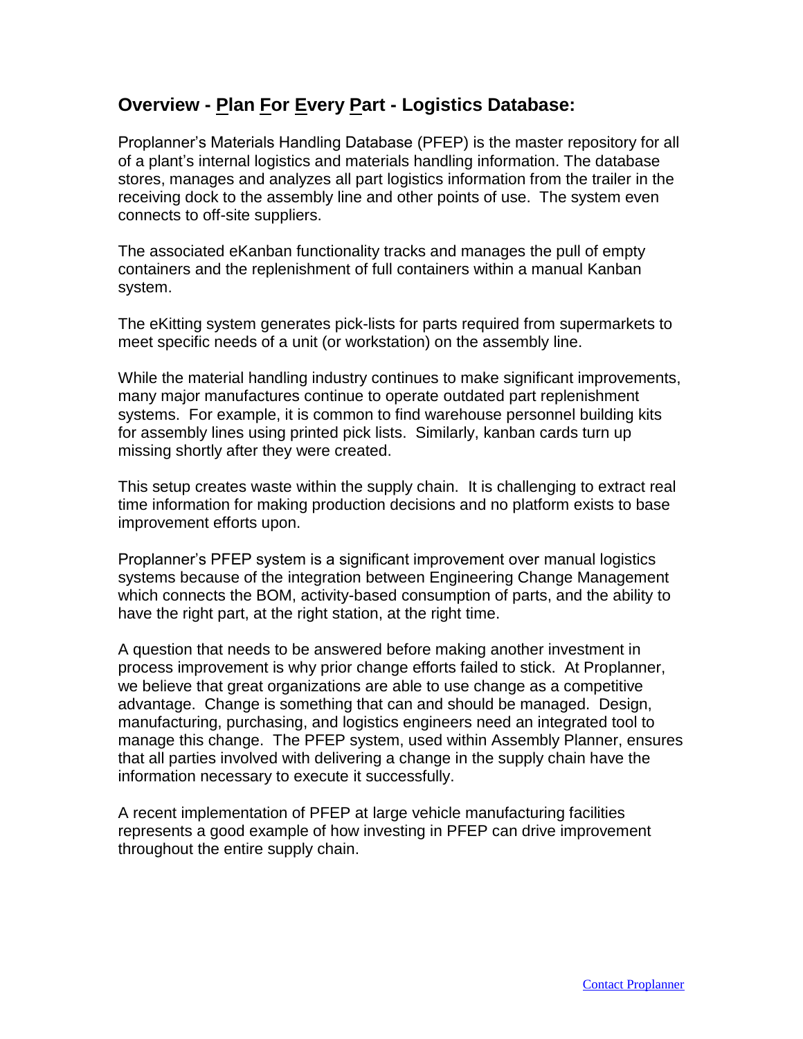## Overview - Plan For Every Part - Logistics Database:

Proplanner's Materials Handling Database (PFEP) is the master repository for all of a plant's internal logistics and materials handling information. The database stores, manages and analyzes all part logistics information from the trailer in the receiving dock to the assembly line and other points of use. The system even connects to off-site suppliers.

The associated eKanban functionality tracks and manages the pull of empty containers and the replenishment of full containers within a manual Kanban system.

The eKitting system generates pick-lists for parts required from supermarkets to meet specific needs of a unit (or workstation) on the assembly line.

While the material handling industry continues to make significant improvements, many major manufactures continue to operate outdated part replenishment systems. For example, it is common to find warehouse personnel building kits for assembly lines using printed pick lists. Similarly, kanban cards turn up missing shortly after they were created.

This setup creates waste within the supply chain. It is challenging to extract real time information for making production decisions and no platform exists to base improvement efforts upon.

Proplanner's PFEP system is a significant improvement over manual logistics systems because of the integration between Engineering Change Management which connects the BOM, activity-based consumption of parts, and the ability to have the right part, at the right station, at the right time.

A question that needs to be answered before making another investment in process improvement is why prior change efforts failed to stick. At Proplanner, we believe that great organizations are able to use change as a competitive advantage. Change is something that can and should be managed. Design, manufacturing, purchasing, and logistics engineers need an integrated tool to manage this change. The PFEP system, used within Assembly Planner, ensures that all parties involved with delivering a change in the supply chain have the information necessary to execute it successfully.

A recent implementation of PFEP at large vehicle manufacturing facilities represents a good example of how investing in PFEP can drive improvement throughout the entire supply chain.

Contact Proplanner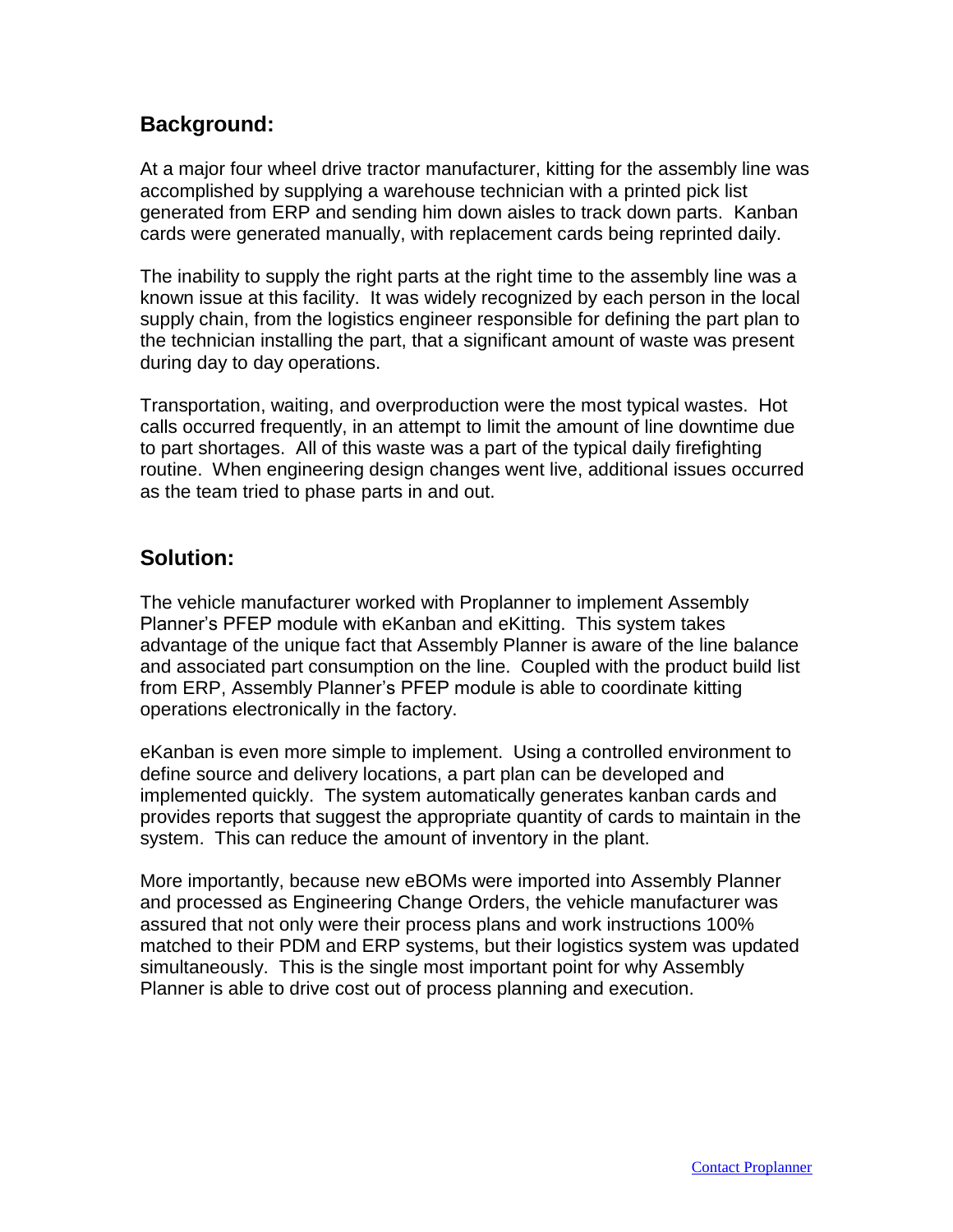## Background:

At a major four wheel drive tractor manufacturer, kitting for the assembly line was accomplished by supplying a warehouse technician with a printed pick list generated from ERP and sending him down aisles to track down parts. Kanban cards were generated manually, with replacement cards being reprinted daily.

The inability to supply the right parts at the right time to the assembly line was a known issue at this facility. It was widely recognized by each person in the local supply chain, from the logistics engineer responsible for defining the part plan to the technician installing the part, that a significant amount of waste was present during day to day operations.

Transportation, waiting, and overproduction were the most typical wastes. Hot calls occurred frequently, in an attempt to limit the amount of line downtime due to part shortages. All of this waste was a part of the typical daily firefighting routine. When engineering design changes went live, additional issues occurred as the team tried to phase parts in and out.

## Solution:

The vehicle manufacturer worked with Proplanner to implement Assembly Planner's PFEP module with eKanban and eKitting. This system takes advantage of the unique fact that Assembly Planner is aware of the line balance and associated part consumption on the line. Coupled with the product build list from ERP, Assembly Planner's PFEP module is able to coordinate kitting operations electronically in the factory.

eKanban is even more simple to implement. Using a controlled environment to define source and delivery locations, a part plan can be developed and implemented quickly. The system automatically generates kanban cards and provides reports that suggest the appropriate quantity of cards to maintain in the system. This can reduce the amount of inventory in the plant.

More importantly, because new eBOMs were imported into Assembly Planner and processed as Engineering Change Orders, the vehicle manufacturer was assured that not only were their process plans and work instructions 100% matched to their PDM and ERP systems, but their logistics system was updated simultaneously. This is the single most important point for why Assembly Planner is able to drive cost out of process planning and execution.

Contact Proplanner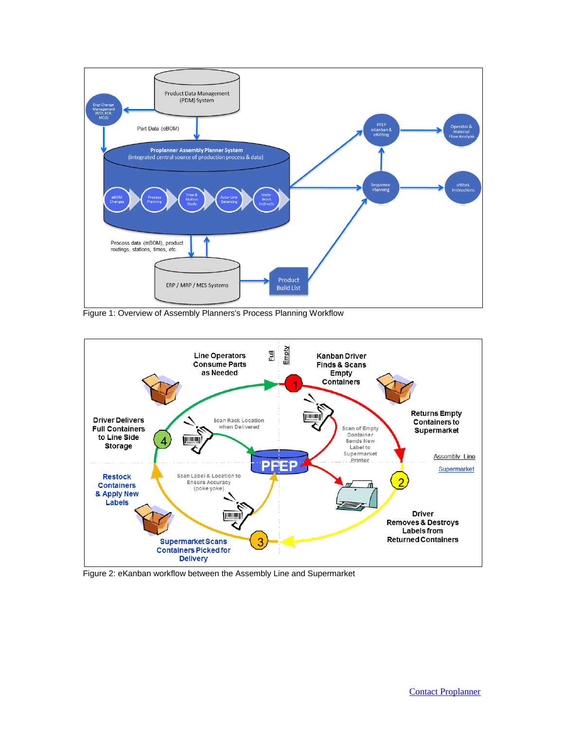Figure 1: Overview of Assembly Planners's Process Planning Workflow

Figure 2: eKanban workflow between the Assembly Line and Supermarket

Contact Proplanner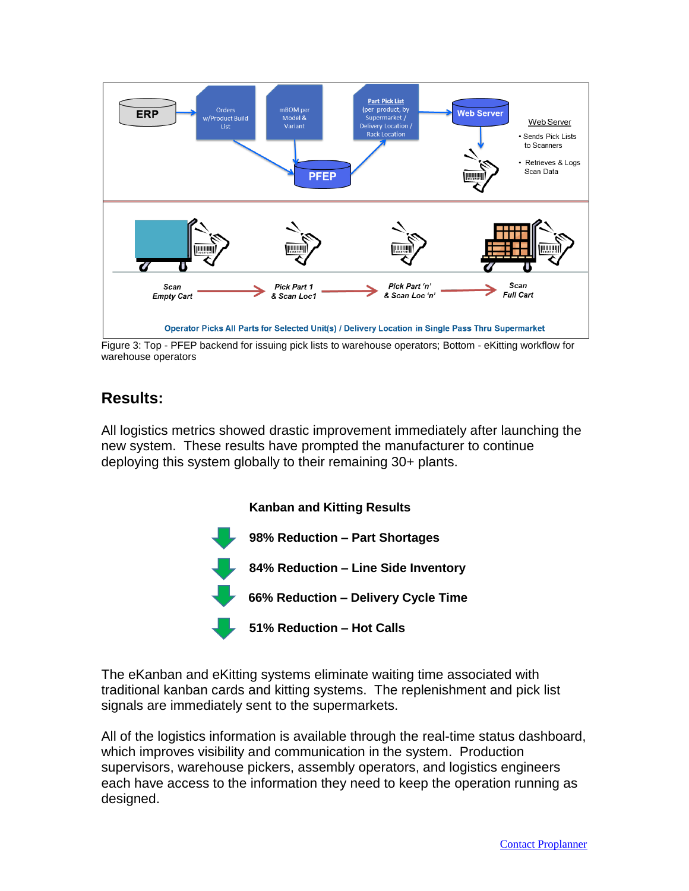ERP

Orders w/Product Build List

mBOM per Model & Variant

Part Pick List (per product, by Supermarket / Delivery Location / Rack Location

Web Server

PFEP

Web Server

- Sends Pick Lists to Scanners
- Retrieves & Logs Scan Data

Scan Empty Cart

Pick Part 1 & Scan Loc1

Pick Part 'n' & Scan Loc 'n'

Scan Full Cart

Operator Picks All Parts for Selected Unit(s) / Delivery Location in Single Pass Thru Supermarket

Figure 3: Top - PFEP backend for issuing pick lists to warehouse operators; Bottom - eKitting workflow for warehouse operators

## Results:

All logistics metrics showed drastic improvement immediately after launching the new system. These results have prompted the manufacturer to continue deploying this system globally to their remaining 30+ plants.

**Kanban and Kitting Results**

**98% Reduction – Part Shortages**

**84% Reduction – Line Side Inventory**

**66% Reduction – Delivery Cycle Time**

**51% Reduction – Hot Calls**

The eKanban and eKitting systems eliminate waiting time associated with traditional kanban cards and kitting systems. The replenishment and pick list signals are immediately sent to the supermarkets.

All of the logistics information is available through the real-time status dashboard, which improves visibility and communication in the system. Production supervisors, warehouse pickers, assembly operators, and logistics engineers each have access to the information they need to keep the operation running as designed.

Contact Proplanner